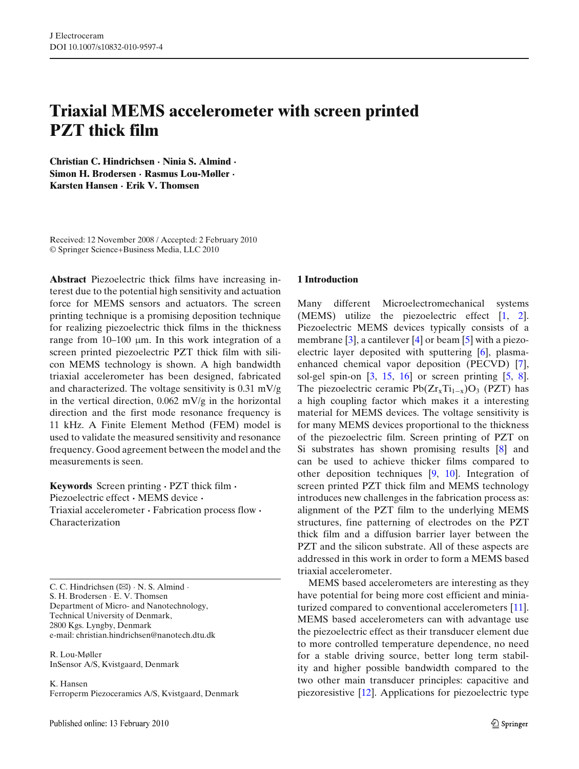J Electroceram
DOI 10.1007/s10832-010-9597-4

# Triaxial MEMS accelerometer with screen printed PZT thick film

**Christian C. Hindrichsen · Ninia S. Almind · Simon H. Brodersen · Rasmus Lou-Møller · Karsten Hansen · Erik V. Thomsen**

Received: 12 November 2008 / Accepted: 2 February 2010
© Springer Science+Business Media, LLC 2010

**Abstract** Piezoelectric thick films have increasing interest due to the potential high sensitivity and actuation force for MEMS sensors and actuators. The screen printing technique is a promising deposition technique for realizing piezoelectric thick films in the thickness range from 10–100 μm. In this work integration of a screen printed piezoelectric PZT thick film with silicon MEMS technology is shown. A high bandwidth triaxial accelerometer has been designed, fabricated and characterized. The voltage sensitivity is 0.31 mV/g in the vertical direction, 0.062 mV/g in the horizontal direction and the first mode resonance frequency is 11 kHz. A Finite Element Method (FEM) model is used to validate the measured sensitivity and resonance frequency. Good agreement between the model and the measurements is seen.

**Keywords** Screen printing · PZT thick film · Piezoelectric effect · MEMS device · Triaxial accelerometer · Fabrication process flow · Characterization

C. C. Hindrichsen (✉) · N. S. Almind · S. H. Brodersen · E. V. Thomsen
Department of Micro- and Nanotechnology, Technical University of Denmark, 2800 Kgs. Lyngby, Denmark
e-mail: christian.hindrichsen@nanotech.dtu.dk

R. Lou-Møller
InSensor A/S, Kvistgaard, Denmark

K. Hansen
Ferroperm Piezoceramics A/S, Kvistgaard, Denmark

## 1 Introduction

Many different Microelectromechanical systems (MEMS) utilize the piezoelectric effect [1, 2]. Piezoelectric MEMS devices typically consists of a membrane [3], a cantilever [4] or beam [5] with a piezoelectric layer deposited with sputtering [6], plasma-enhanced chemical vapor deposition (PECVD) [7], sol-gel spin-on [3, 15, 16] or screen printing [5, 8]. The piezoelectric ceramic $Pb(Zr_xTi_{1-x})O_3$ (PZT) has a high coupling factor which makes it a interesting material for MEMS devices. The voltage sensitivity is for many MEMS devices proportional to the thickness of the piezoelectric film. Screen printing of PZT on Si substrates has shown promising results [8] and can be used to achieve thicker films compared to other deposition techniques [9, 10]. Integration of screen printed PZT thick film and MEMS technology introduces new challenges in the fabrication process as: alignment of the PZT film to the underlying MEMS structures, fine patterning of electrodes on the PZT thick film and a diffusion barrier layer between the PZT and the silicon substrate. All of these aspects are addressed in this work in order to form a MEMS based triaxial accelerometer.

MEMS based accelerometers are interesting as they have potential for being more cost efficient and miniaturized compared to conventional accelerometers [11]. MEMS based accelerometers can with advantage use the piezoelectric effect as their transducer element due to more controlled temperature dependence, no need for a stable driving source, better long term stability and higher possible bandwidth compared to the two other main transducer principles: capacitive and piezoresistive [12]. Applications for piezoelectric type

Published online: 13 February 2010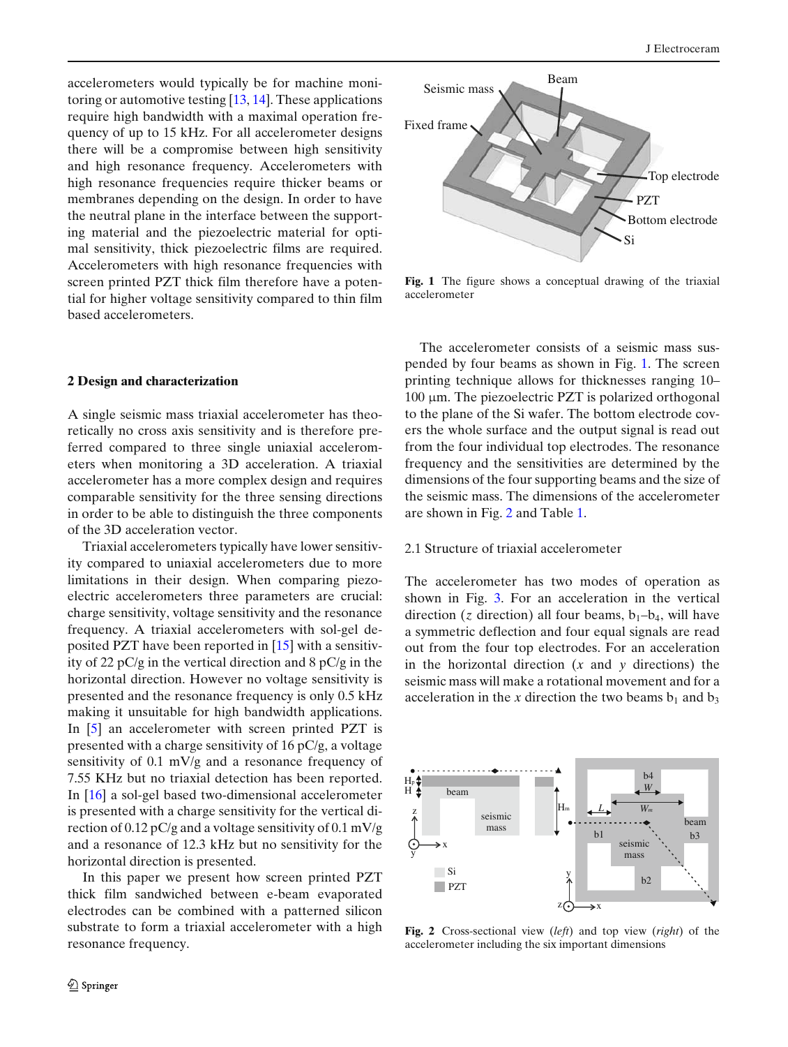accelerometers would typically be for machine monitoring or automotive testing [13, 14]. These applications require high bandwidth with a maximal operation frequency of up to 15 kHz. For all accelerometer designs there will be a compromise between high sensitivity and high resonance frequency. Accelerometers with high resonance frequencies require thicker beams or membranes depending on the design. In order to have the neutral plane in the interface between the supporting material and the piezoelectric material for optimal sensitivity, thick piezoelectric films are required. Accelerometers with high resonance frequencies with screen printed PZT thick film therefore have a potential for higher voltage sensitivity compared to thin film based accelerometers.

## 2 Design and characterization

A single seismic mass triaxial accelerometer has theoretically no cross axis sensitivity and is therefore preferred compared to three single uniaxial accelerometers when monitoring a 3D acceleration. A triaxial accelerometer has a more complex design and requires comparable sensitivity for the three sensing directions in order to be able to distinguish the three components of the 3D acceleration vector.

Triaxial accelerometers typically have lower sensitivity compared to uniaxial accelerometers due to more limitations in their design. When comparing piezoelectric accelerometers three parameters are crucial: charge sensitivity, voltage sensitivity and the resonance frequency. A triaxial accelerometers with sol-gel deposited PZT have been reported in [15] with a sensitivity of 22 pC/g in the vertical direction and 8 pC/g in the horizontal direction. However no voltage sensitivity is presented and the resonance frequency is only 0.5 kHz making it unsuitable for high bandwidth applications. In [5] an accelerometer with screen printed PZT is presented with a charge sensitivity of 16 pC/g, a voltage sensitivity of 0.1 mV/g and a resonance frequency of 7.55 KHz but no triaxial detection has been reported. In [16] a sol-gel based two-dimensional accelerometer is presented with a charge sensitivity for the vertical direction of 0.12 pC/g and a voltage sensitivity of 0.1 mV/g and a resonance of 12.3 kHz but no sensitivity for the horizontal direction is presented.

In this paper we present how screen printed PZT thick film sandwiched between e-beam evaporated electrodes can be combined with a patterned silicon substrate to form a triaxial accelerometer with a high resonance frequency.

**Fig. 1** The figure shows a conceptual drawing of the triaxial accelerometer

The accelerometer consists of a seismic mass suspended by four beams as shown in Fig. 1. The screen printing technique allows for thicknesses ranging 10–100 μm. The piezoelectric PZT is polarized orthogonal to the plane of the Si wafer. The bottom electrode covers the whole surface and the output signal is read out from the four individual top electrodes. The resonance frequency and the sensitivities are determined by the dimensions of the four supporting beams and the size of the seismic mass. The dimensions of the accelerometer are shown in Fig. 2 and Table 1.

### 2.1 Structure of triaxial accelerometer

The accelerometer has two modes of operation as shown in Fig. 3. For an acceleration in the vertical direction ($z$ direction) all four beams, $b_1$–$b_4$, will have a symmetric deflection and four equal signals are read out from the four top electrodes. For an acceleration in the horizontal direction ($x$ and $y$ directions) the seismic mass will make a rotational movement and for a acceleration in the $x$ direction the two beams $b_1$ and $b_3$

**Fig. 2** Cross-sectional view (*left*) and top view (*right*) of the accelerometer including the six important dimensions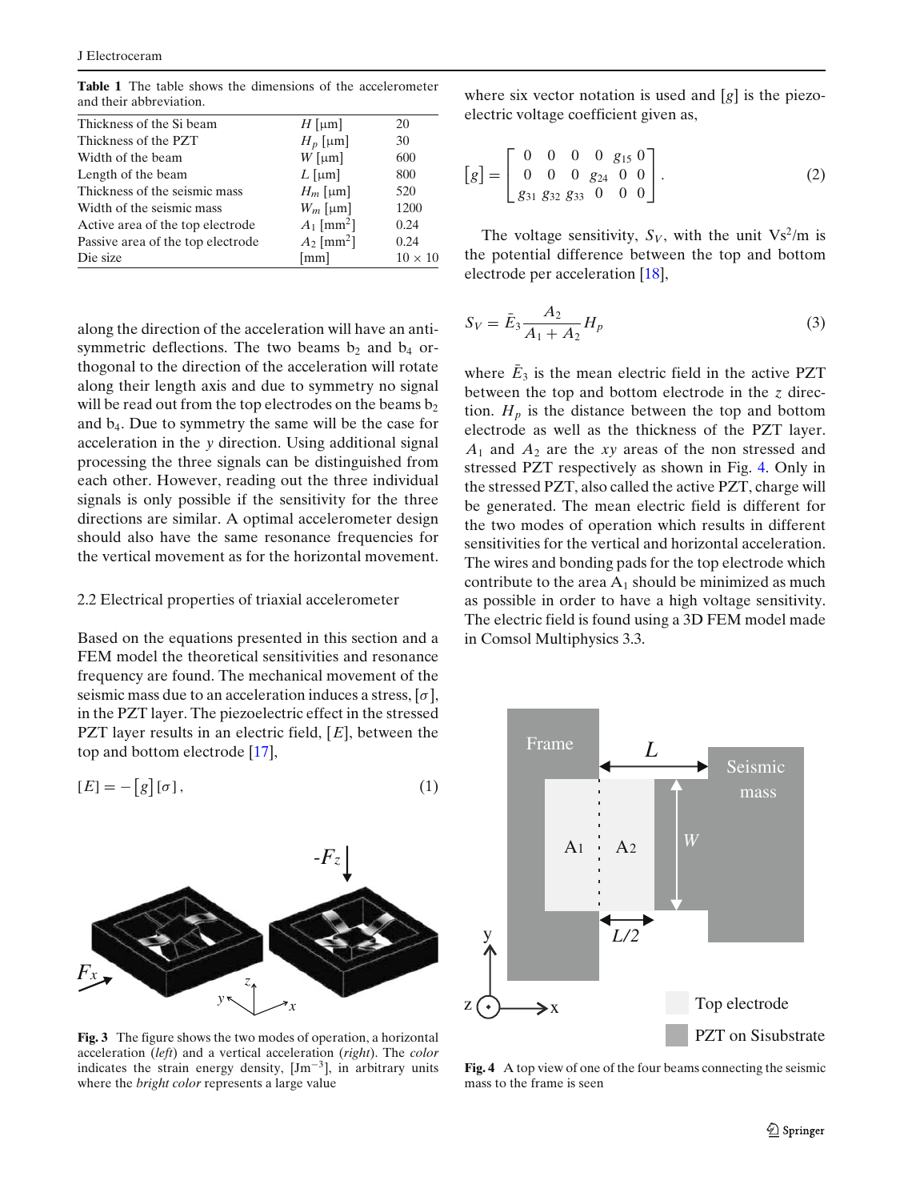**Table 1** The table shows the dimensions of the accelerometer and their abbreviation.

| | | |
|---|---|---|
| Thickness of the Si beam | $H$ [μm] | 20 |
| Thickness of the PZT | $H_p$ [μm] | 30 |
| Width of the beam | $W$ [μm] | 600 |
| Length of the beam | $L$ [μm] | 800 |
| Thickness of the seismic mass | $H_m$ [μm] | 520 |
| Width of the seismic mass | $W_m$ [μm] | 1200 |
| Active area of the top electrode | $A_1$ [mm$^2$] | 0.24 |
| Passive area of the top electrode | $A_2$ [mm$^2$] | 0.24 |
| Die size | [mm] | 10 × 10 |

along the direction of the acceleration will have an anti-symmetric deflections. The two beams $b_2$ and $b_4$ orthogonal to the direction of the acceleration will rotate along their length axis and due to symmetry no signal will be read out from the top electrodes on the beams $b_2$ and $b_4$. Due to symmetry the same will be the case for acceleration in the $y$ direction. Using additional signal processing the three signals can be distinguished from each other. However, reading out the three individual signals is only possible if the sensitivity for the three directions are similar. A optimal accelerometer design should also have the same resonance frequencies for the vertical movement as for the horizontal movement.

### 2.2 Electrical properties of triaxial accelerometer

Based on the equations presented in this section and a FEM model the theoretical sensitivities and resonance frequency are found. The mechanical movement of the seismic mass due to an acceleration induces a stress, $[\sigma]$, in the PZT layer. The piezoelectric effect in the stressed PZT layer results in an electric field, $[E]$, between the top and bottom electrode [17],

$$[E] = -[g][\sigma], \tag{1}$$

**Fig. 3** The figure shows the two modes of operation, a horizontal acceleration (*left*) and a vertical acceleration (*right*). The *color* indicates the strain energy density, [Jm$^{-3}$], in arbitrary units where the *bright color* represents a large value

where six vector notation is used and $[g]$ is the piezoelectric voltage coefficient given as,

$$[g] = \begin{bmatrix} 0 & 0 & 0 & 0 & g_{15} & 0 \\ 0 & 0 & 0 & g_{24} & 0 & 0 \\ g_{31} & g_{32} & g_{33} & 0 & 0 & 0 \end{bmatrix}. \tag{2}$$

The voltage sensitivity, $S_V$, with the unit Vs$^2$/m is the potential difference between the top and bottom electrode per acceleration [18],

$$S_V = \bar{E}_3 \frac{A_2}{A_1 + A_2} H_p \tag{3}$$

where $\bar{E}_3$ is the mean electric field in the active PZT between the top and bottom electrode in the $z$ direction. $H_p$ is the distance between the top and bottom electrode as well as the thickness of the PZT layer. $A_1$ and $A_2$ are the $xy$ areas of the non stressed and stressed PZT respectively as shown in Fig. 4. Only in the stressed PZT, also called the active PZT, charge will be generated. The mean electric field is different for the two modes of operation which results in different sensitivities for the vertical and horizontal acceleration. The wires and bonding pads for the top electrode which contribute to the area $A_1$ should be minimized as much as possible in order to have a high voltage sensitivity. The electric field is found using a 3D FEM model made in Comsol Multiphysics 3.3.

**Fig. 4** A top view of one of the four beams connecting the seismic mass to the frame is seen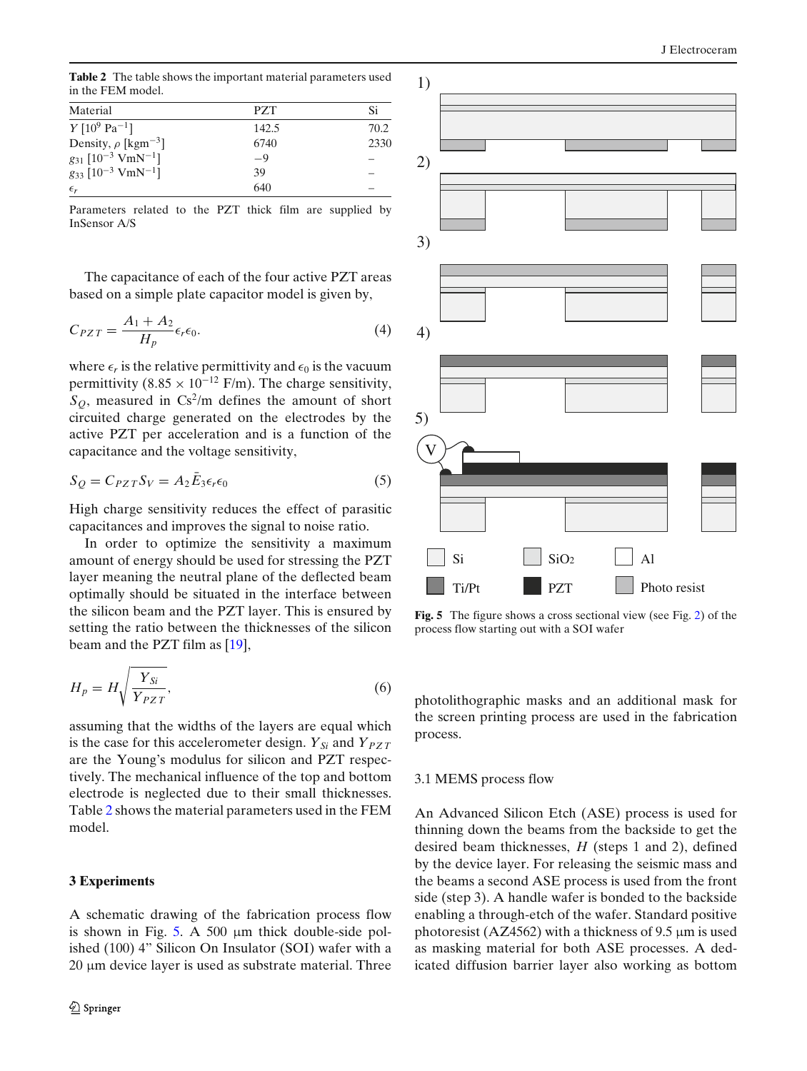**Table 2** The table shows the important material parameters used in the FEM model.

| Material | PZT | Si |
|---|---|---|
| $Y$ [$10^9$ Pa$^{-1}$] | 142.5 | 70.2 |
| Density, $\rho$ [kgm$^{-3}$] | 6740 | 2330 |
| $g_{31}$ [$10^{-3}$ VmN$^{-1}$] | −9 | – |
| $g_{33}$ [$10^{-3}$ VmN$^{-1}$] | 39 | – |
| $\epsilon_r$ | 640 | – |

Parameters related to the PZT thick film are supplied by InSensor A/S

The capacitance of each of the four active PZT areas based on a simple plate capacitor model is given by,

$$C_{PZT} = \frac{A_1 + A_2}{H_p}\epsilon_r\epsilon_0. \tag{4}$$

where $\epsilon_r$ is the relative permittivity and $\epsilon_0$ is the vacuum permittivity ($8.85 \times 10^{-12}$ F/m). The charge sensitivity, $S_Q$, measured in Cs$^2$/m defines the amount of short circuited charge generated on the electrodes by the active PZT per acceleration and is a function of the capacitance and the voltage sensitivity,

$$S_Q = C_{PZT} S_V = A_2 \bar{E}_3 \epsilon_r \epsilon_0 \tag{5}$$

High charge sensitivity reduces the effect of parasitic capacitances and improves the signal to noise ratio.

In order to optimize the sensitivity a maximum amount of energy should be used for stressing the PZT layer meaning the neutral plane of the deflected beam optimally should be situated in the interface between the silicon beam and the PZT layer. This is ensured by setting the ratio between the thicknesses of the silicon beam and the PZT film as [19],

$$H_p = H\sqrt{\frac{Y_{Si}}{Y_{PZT}}}, \tag{6}$$

assuming that the widths of the layers are equal which is the case for this accelerometer design. $Y_{Si}$ and $Y_{PZT}$ are the Young's modulus for silicon and PZT respectively. The mechanical influence of the top and bottom electrode is neglected due to their small thicknesses. Table 2 shows the material parameters used in the FEM model.

## 3 Experiments

A schematic drawing of the fabrication process flow is shown in Fig. 5. A 500 µm thick double-side polished (100) 4" Silicon On Insulator (SOI) wafer with a 20 µm device layer is used as substrate material. Three photolithographic masks and an additional mask for the screen printing process are used in the fabrication process.

**Fig. 5** The figure shows a cross sectional view (see Fig. 2) of the process flow starting out with a SOI wafer

### 3.1 MEMS process flow

An Advanced Silicon Etch (ASE) process is used for thinning down the beams from the backside to get the desired beam thicknesses, $H$ (steps 1 and 2), defined by the device layer. For releasing the seismic mass and the beams a second ASE process is used from the front side (step 3). A handle wafer is bonded to the backside enabling a through-etch of the wafer. Standard positive photoresist (AZ4562) with a thickness of 9.5 µm is used as masking material for both ASE processes. A dedicated diffusion barrier layer also working as bottom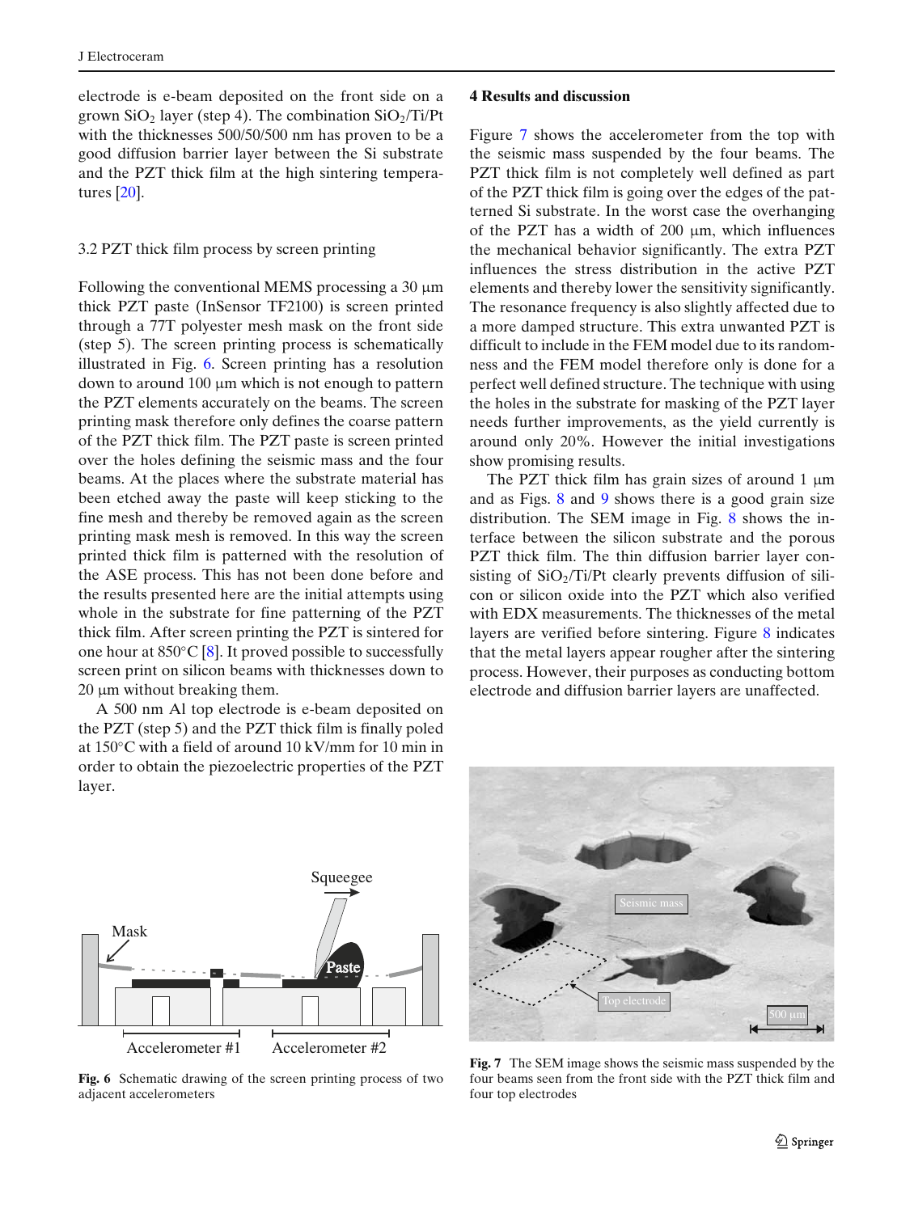electrode is e-beam deposited on the front side on a grown $SiO_2$ layer (step 4). The combination $SiO_2$/Ti/Pt with the thicknesses 500/50/500 nm has proven to be a good diffusion barrier layer between the Si substrate and the PZT thick film at the high sintering temperatures [20].

### 3.2 PZT thick film process by screen printing

Following the conventional MEMS processing a 30 μm thick PZT paste (InSensor TF2100) is screen printed through a 77T polyester mesh mask on the front side (step 5). The screen printing process is schematically illustrated in Fig. 6. Screen printing has a resolution down to around 100 μm which is not enough to pattern the PZT elements accurately on the beams. The screen printing mask therefore only defines the coarse pattern of the PZT thick film. The PZT paste is screen printed over the holes defining the seismic mass and the four beams. At the places where the substrate material has been etched away the paste will keep sticking to the fine mesh and thereby be removed again as the screen printing mask mesh is removed. In this way the screen printed thick film is patterned with the resolution of the ASE process. This has not been done before and the results presented here are the initial attempts using whole in the substrate for fine patterning of the PZT thick film. After screen printing the PZT is sintered for one hour at 850°C [8]. It proved possible to successfully screen print on silicon beams with thicknesses down to 20 μm without breaking them.

A 500 nm Al top electrode is e-beam deposited on the PZT (step 5) and the PZT thick film is finally poled at 150°C with a field of around 10 kV/mm for 10 min in order to obtain the piezoelectric properties of the PZT layer.

Fig. 6 Schematic drawing of the screen printing process of two adjacent accelerometers

## 4 Results and discussion

Figure 7 shows the accelerometer from the top with the seismic mass suspended by the four beams. The PZT thick film is not completely well defined as part of the PZT thick film is going over the edges of the patterned Si substrate. In the worst case the overhanging of the PZT has a width of 200 μm, which influences the mechanical behavior significantly. The extra PZT influences the stress distribution in the active PZT elements and thereby lower the sensitivity significantly. The resonance frequency is also slightly affected due to a more damped structure. This extra unwanted PZT is difficult to include in the FEM model due to its randomness and the FEM model therefore only is done for a perfect well defined structure. The technique with using the holes in the substrate for masking of the PZT layer needs further improvements, as the yield currently is around only 20%. However the initial investigations show promising results.

The PZT thick film has grain sizes of around 1 μm and as Figs. 8 and 9 shows there is a good grain size distribution. The SEM image in Fig. 8 shows the interface between the silicon substrate and the porous PZT thick film. The thin diffusion barrier layer consisting of $SiO_2$/Ti/Pt clearly prevents diffusion of silicon or silicon oxide into the PZT which also verified with EDX measurements. The thicknesses of the metal layers are verified before sintering. Figure 8 indicates that the metal layers appear rougher after the sintering process. However, their purposes as conducting bottom electrode and diffusion barrier layers are unaffected.

Fig. 7 The SEM image shows the seismic mass suspended by the four beams seen from the front side with the PZT thick film and four top electrodes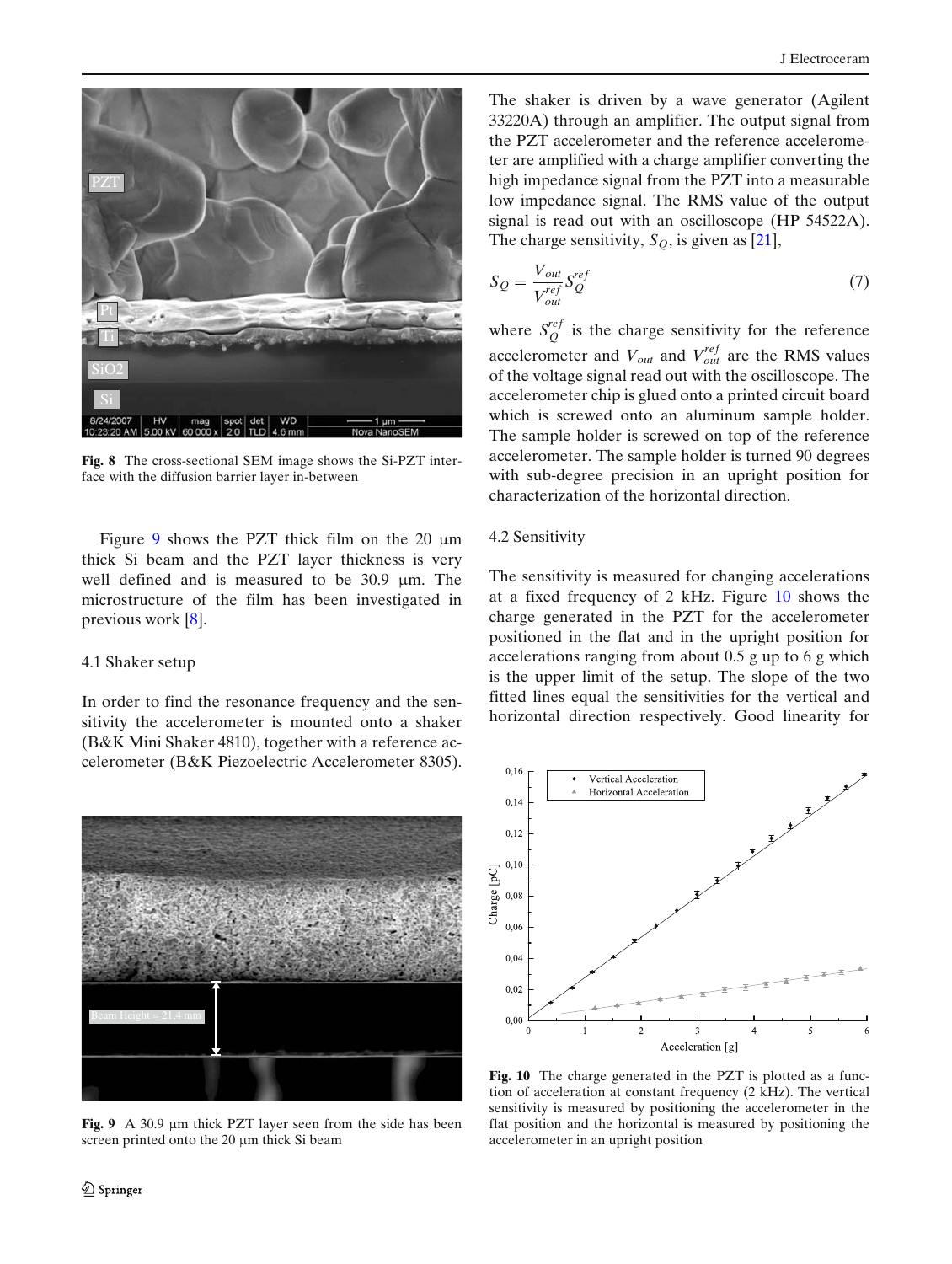Fig. 8 The cross-sectional SEM image shows the Si-PZT interface with the diffusion barrier layer in-between

Figure 9 shows the PZT thick film on the 20 μm thick Si beam and the PZT layer thickness is very well defined and is measured to be 30.9 μm. The microstructure of the film has been investigated in previous work [8].

### 4.1 Shaker setup

In order to find the resonance frequency and the sensitivity the accelerometer is mounted onto a shaker (B&K Mini Shaker 4810), together with a reference accelerometer (B&K Piezoelectric Accelerometer 8305).

Fig. 9 A 30.9 μm thick PZT layer seen from the side has been screen printed onto the 20 μm thick Si beam

The shaker is driven by a wave generator (Agilent 33220A) through an amplifier. The output signal from the PZT accelerometer and the reference accelerometer are amplified with a charge amplifier converting the high impedance signal from the PZT into a measurable low impedance signal. The RMS value of the output signal is read out with an oscilloscope (HP 54522A). The charge sensitivity, $S_Q$, is given as [21],

$$S_Q = \frac{V_{out}}{V_{out}^{ref}} S_Q^{ref} \tag{7}$$

where $S_Q^{ref}$ is the charge sensitivity for the reference accelerometer and $V_{out}$ and $V_{out}^{ref}$ are the RMS values of the voltage signal read out with the oscilloscope. The accelerometer chip is glued onto a printed circuit board which is screwed onto an aluminum sample holder. The sample holder is screwed on top of the reference accelerometer. The sample holder is turned 90 degrees with sub-degree precision in an upright position for characterization of the horizontal direction.

### 4.2 Sensitivity

The sensitivity is measured for changing accelerations at a fixed frequency of 2 kHz. Figure 10 shows the charge generated in the PZT for the accelerometer positioned in the flat and in the upright position for accelerations ranging from about 0.5 g up to 6 g which is the upper limit of the setup. The slope of the two fitted lines equal the sensitivities for the vertical and horizontal direction respectively. Good linearity for

Fig. 10 The charge generated in the PZT is plotted as a function of acceleration at constant frequency (2 kHz). The vertical sensitivity is measured by positioning the accelerometer in the flat position and the horizontal is measured by positioning the accelerometer in an upright position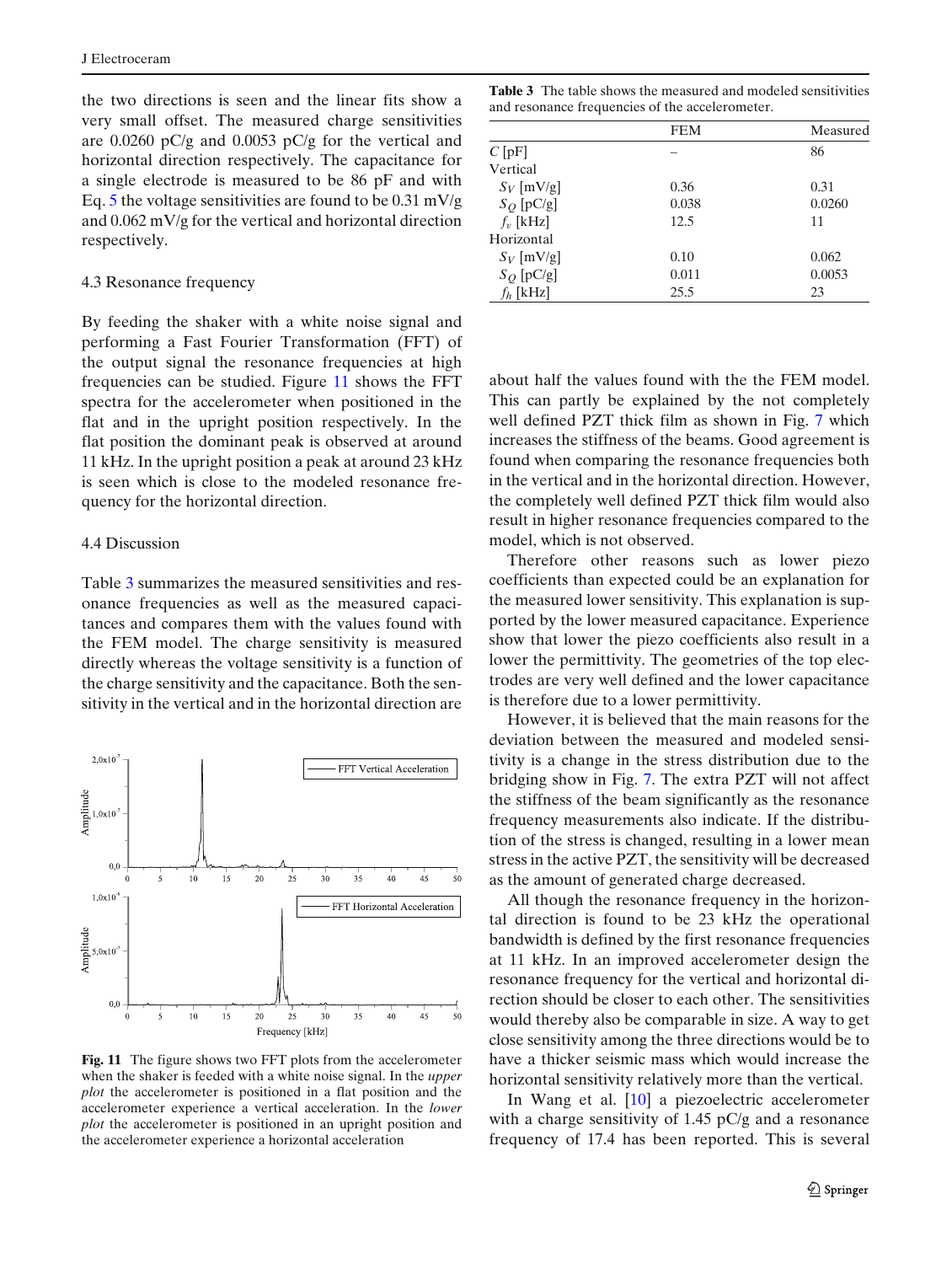the two directions is seen and the linear fits show a very small offset. The measured charge sensitivities are 0.0260 pC/g and 0.0053 pC/g for the vertical and horizontal direction respectively. The capacitance for a single electrode is measured to be 86 pF and with Eq. 5 the voltage sensitivities are found to be 0.31 mV/g and 0.062 mV/g for the vertical and horizontal direction respectively.

### 4.3 Resonance frequency

By feeding the shaker with a white noise signal and performing a Fast Fourier Transformation (FFT) of the output signal the resonance frequencies at high frequencies can be studied. Figure 11 shows the FFT spectra for the accelerometer when positioned in the flat and in the upright position respectively. In the flat position the dominant peak is observed at around 11 kHz. In the upright position a peak at around 23 kHz is seen which is close to the modeled resonance frequency for the horizontal direction.

### 4.4 Discussion

Table 3 summarizes the measured sensitivities and resonance frequencies as well as the measured capacitances and compares them with the values found with the FEM model. The charge sensitivity is measured directly whereas the voltage sensitivity is a function of the charge sensitivity and the capacitance. Both the sensitivity in the vertical and in the horizontal direction are

2,0x10$^{7}$
1,0x10$^{7}$
0,0
Amplitude
FFT Vertical Acceleration
0 5 10 15 20 25 30 35 40 45 50

1,0x10$^{8}$
5,0x10$^{7}$
0,0
Amplitude
FFT Horizontal Acceleration
0 5 10 15 20 25 30 35 40 45 50
Frequency [kHz]

**Fig. 11** The figure shows two FFT plots from the accelerometer when the shaker is feeded with a white noise signal. In the *upper plot* the accelerometer is positioned in a flat position and the accelerometer experience a vertical acceleration. In the *lower plot* the accelerometer is positioned in an upright position and the accelerometer experience a horizontal acceleration

**Table 3** The table shows the measured and modeled sensitivities and resonance frequencies of the accelerometer.

| | FEM | Measured |
|---|---|---|
| $C$ [pF] | – | 86 |
| Vertical | | |
| $S_V$ [mV/g] | 0.36 | 0.31 |
| $S_Q$ [pC/g] | 0.038 | 0.0260 |
| $f_v$ [kHz] | 12.5 | 11 |
| Horizontal | | |
| $S_V$ [mV/g] | 0.10 | 0.062 |
| $S_Q$ [pC/g] | 0.011 | 0.0053 |
| $f_h$ [kHz] | 25.5 | 23 |

about half the values found with the the FEM model. This can partly be explained by the not completely well defined PZT thick film as shown in Fig. 7 which increases the stiffness of the beams. Good agreement is found when comparing the resonance frequencies both in the vertical and in the horizontal direction. However, the completely well defined PZT thick film would also result in higher resonance frequencies compared to the model, which is not observed.

Therefore other reasons such as lower piezo coefficients than expected could be an explanation for the measured lower sensitivity. This explanation is supported by the lower measured capacitance. Experience show that lower the piezo coefficients also result in a lower the permittivity. The geometries of the top electrodes are very well defined and the lower capacitance is therefore due to a lower permittivity.

However, it is believed that the main reasons for the deviation between the measured and modeled sensitivity is a change in the stress distribution due to the bridging show in Fig. 7. The extra PZT will not affect the stiffness of the beam significantly as the resonance frequency measurements also indicate. If the distribution of the stress is changed, resulting in a lower mean stress in the active PZT, the sensitivity will be decreased as the amount of generated charge decreased.

All though the resonance frequency in the horizontal direction is found to be 23 kHz the operational bandwidth is defined by the first resonance frequencies at 11 kHz. In an improved accelerometer design the resonance frequency for the vertical and horizontal direction should be closer to each other. The sensitivities would thereby also be comparable in size. A way to get close sensitivity among the three directions would be to have a thicker seismic mass which would increase the horizontal sensitivity relatively more than the vertical.

In Wang et al. [10] a piezoelectric accelerometer with a charge sensitivity of 1.45 pC/g and a resonance frequency of 17.4 has been reported. This is several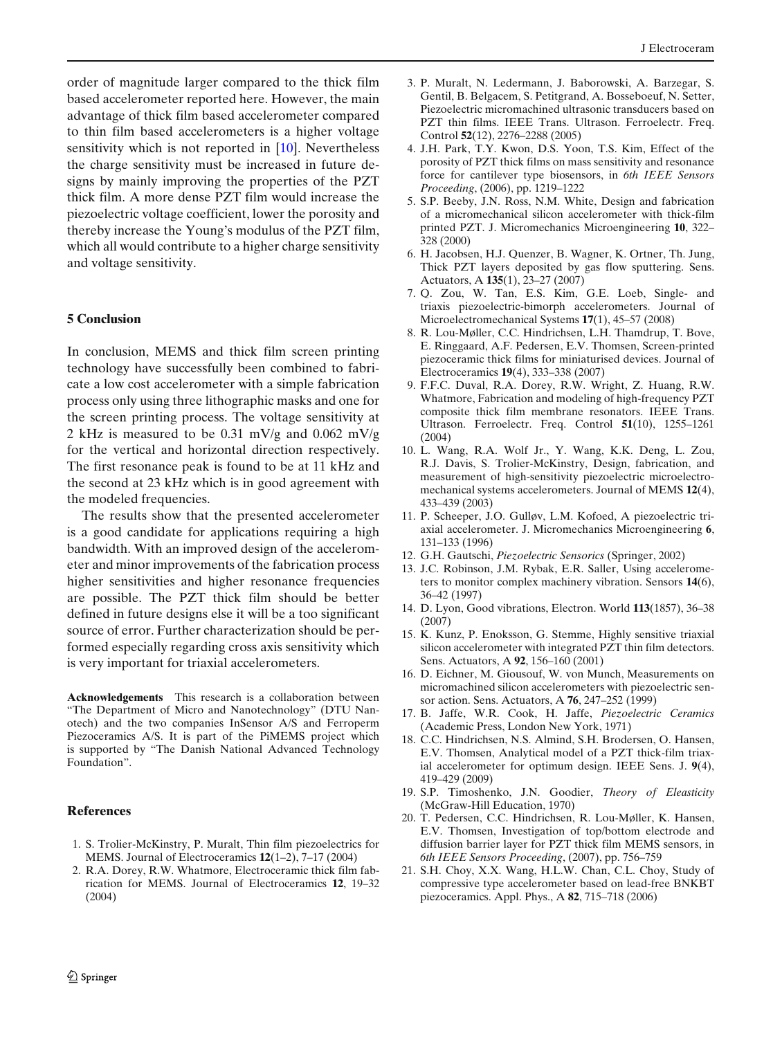order of magnitude larger compared to the thick film based accelerometer reported here. However, the main advantage of thick film based accelerometer compared to thin film based accelerometers is a higher voltage sensitivity which is not reported in [10]. Nevertheless the charge sensitivity must be increased in future designs by mainly improving the properties of the PZT thick film. A more dense PZT film would increase the piezoelectric voltage coefficient, lower the porosity and thereby increase the Young's modulus of the PZT film, which all would contribute to a higher charge sensitivity and voltage sensitivity.

## 5 Conclusion

In conclusion, MEMS and thick film screen printing technology have successfully been combined to fabricate a low cost accelerometer with a simple fabrication process only using three lithographic masks and one for the screen printing process. The voltage sensitivity at 2 kHz is measured to be 0.31 mV/g and 0.062 mV/g for the vertical and horizontal direction respectively. The first resonance peak is found to be at 11 kHz and the second at 23 kHz which is in good agreement with the modeled frequencies.

The results show that the presented accelerometer is a good candidate for applications requiring a high bandwidth. With an improved design of the accelerometer and minor improvements of the fabrication process higher sensitivities and higher resonance frequencies are possible. The PZT thick film should be better defined in future designs else it will be a too significant source of error. Further characterization should be performed especially regarding cross axis sensitivity which is very important for triaxial accelerometers.

**Acknowledgements** This research is a collaboration between "The Department of Micro and Nanotechnology" (DTU Nanotech) and the two companies InSensor A/S and Ferroperm Piezoceramics A/S. It is part of the PiMEMS project which is supported by "The Danish National Advanced Technology Foundation".

## References

1. S. Trolier-McKinstry, P. Muralt, Thin film piezoelectrics for MEMS. Journal of Electroceramics **12**(1–2), 7–17 (2004)
2. R.A. Dorey, R.W. Whatmore, Electroceramic thick film fabrication for MEMS. Journal of Electroceramics **12**, 19–32 (2004)
3. P. Muralt, N. Ledermann, J. Baborowski, A. Barzegar, S. Gentil, B. Belgacem, S. Petitgrand, A. Bosseboeuf, N. Setter, Piezoelectric micromachined ultrasonic transducers based on PZT thin films. IEEE Trans. Ultrason. Ferroelectr. Freq. Control **52**(12), 2276–2288 (2005)
4. J.H. Park, T.Y. Kwon, D.S. Yoon, T.S. Kim, Effect of the porosity of PZT thick films on mass sensitivity and resonance force for cantilever type biosensors, in *6th IEEE Sensors Proceeding*, (2006), pp. 1219–1222
5. S.P. Beeby, J.N. Ross, N.M. White, Design and fabrication of a micromechanical silicon accelerometer with thick-film printed PZT. J. Micromechanics Microengineering **10**, 322–328 (2000)
6. H. Jacobsen, H.J. Quenzer, B. Wagner, K. Ortner, Th. Jung, Thick PZT layers deposited by gas flow sputtering. Sens. Actuators, A **135**(1), 23–27 (2007)
7. Q. Zou, W. Tan, E.S. Kim, G.E. Loeb, Single- and triaxis piezoelectric-bimorph accelerometers. Journal of Microelectromechanical Systems **17**(1), 45–57 (2008)
8. R. Lou-Møller, C.C. Hindrichsen, L.H. Thamdrup, T. Bove, E. Ringgaard, A.F. Pedersen, E.V. Thomsen, Screen-printed piezoceramic thick films for miniaturised devices. Journal of Electroceramics **19**(4), 333–338 (2007)
9. F.F.C. Duval, R.A. Dorey, R.W. Wright, Z. Huang, R.W. Whatmore, Fabrication and modeling of high-frequency PZT composite thick film membrane resonators. IEEE Trans. Ultrason. Ferroelectr. Freq. Control **51**(10), 1255–1261 (2004)
10. L. Wang, R.A. Wolf Jr., Y. Wang, K.K. Deng, L. Zou, R.J. Davis, S. Trolier-McKinstry, Design, fabrication, and measurement of high-sensitivity piezoelectric microelectromechanical systems accelerometers. Journal of MEMS **12**(4), 433–439 (2003)
11. P. Scheeper, J.O. Gulløv, L.M. Kofoed, A piezoelectric triaxial accelerometer. J. Micromechanics Microengineering **6**, 131–133 (1996)
12. G.H. Gautschi, *Piezoelectric Sensorics* (Springer, 2002)
13. J.C. Robinson, J.M. Rybak, E.R. Saller, Using accelerometers to monitor complex machinery vibration. Sensors **14**(6), 36–42 (1997)
14. D. Lyon, Good vibrations, Electron. World **113**(1857), 36–38 (2007)
15. K. Kunz, P. Enoksson, G. Stemme, Highly sensitive triaxial silicon accelerometer with integrated PZT thin film detectors. Sens. Actuators, A **92**, 156–160 (2001)
16. D. Eichner, M. Giousouf, W. von Munch, Measurements on micromachined silicon accelerometers with piezoelectric sensor action. Sens. Actuators, A **76**, 247–252 (1999)
17. B. Jaffe, W.R. Cook, H. Jaffe, *Piezoelectric Ceramics* (Academic Press, London New York, 1971)
18. C.C. Hindrichsen, N.S. Almind, S.H. Brodersen, O. Hansen, E.V. Thomsen, Analytical model of a PZT thick-film triaxial accelerometer for optimum design. IEEE Sens. J. **9**(4), 419–429 (2009)
19. S.P. Timoshenko, J.N. Goodier, *Theory of Eleasticity* (McGraw-Hill Education, 1970)
20. T. Pedersen, C.C. Hindrichsen, R. Lou-Møller, K. Hansen, E.V. Thomsen, Investigation of top/bottom electrode and diffusion barrier layer for PZT thick film MEMS sensors, in *6th IEEE Sensors Proceeding*, (2007), pp. 756–759
21. S.H. Choy, X.X. Wang, H.L.W. Chan, C.L. Choy, Study of compressive type accelerometer based on lead-free BNKBT piezoceramics. Appl. Phys., A **82**, 715–718 (2006)